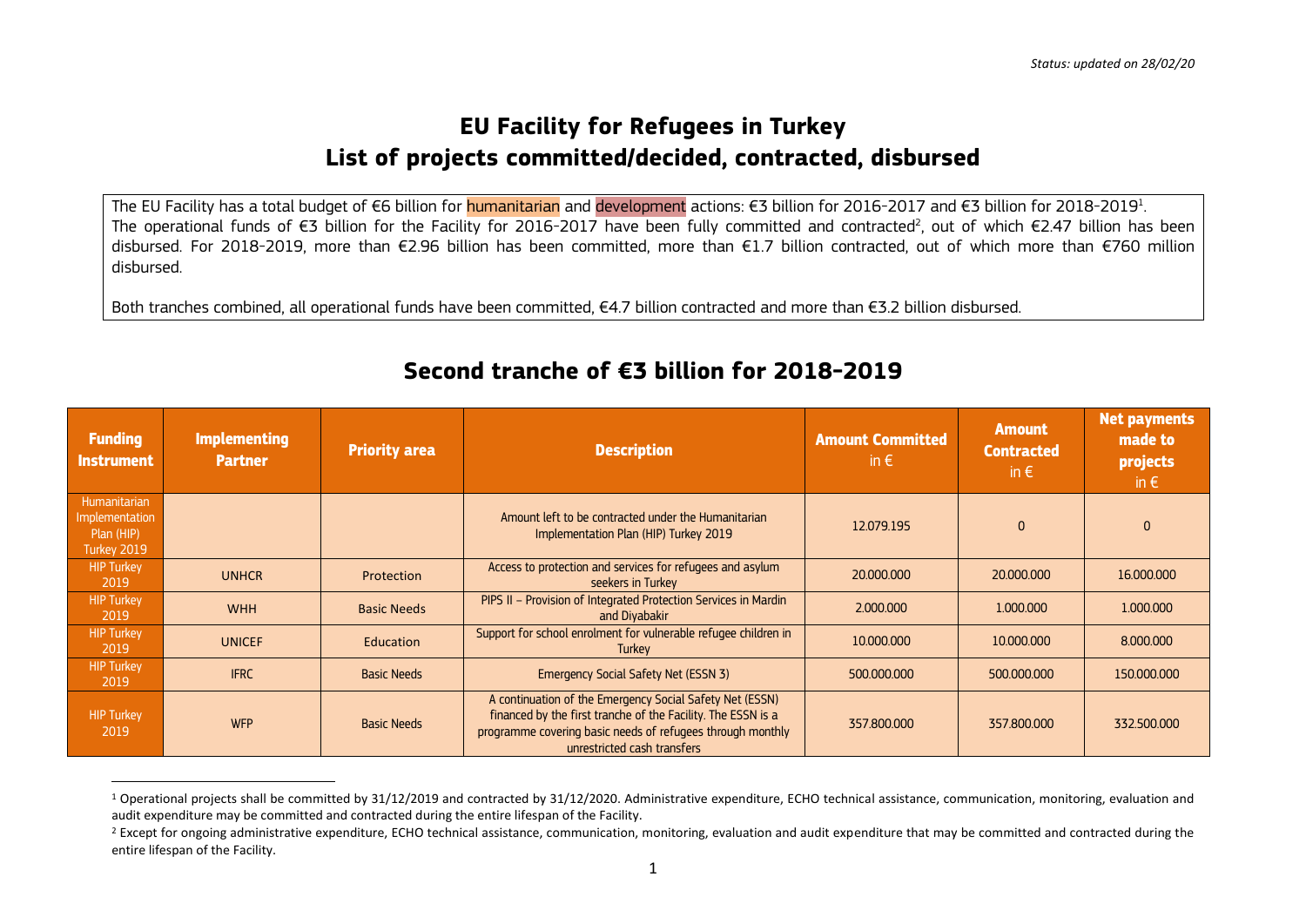*Status: updated on 28/02/20*

# EU Facility for Refugees in Turkey
# List of projects committed/decided, contracted, disbursed

The EU Facility has a total budget of €6 billion for humanitarian and development actions: €3 billion for 2016-2017 and €3 billion for 2018-2019[1]. The operational funds of €3 billion for the Facility for 2016-2017 have been fully committed and contracted[2], out of which €2.47 billion has been disbursed. For 2018-2019, more than €2.96 billion has been committed, more than €1.7 billion contracted, out of which more than €760 million disbursed.

Both tranches combined, all operational funds have been committed, €4.7 billion contracted and more than €3.2 billion disbursed.

## Second tranche of €3 billion for 2018-2019

| Funding Instrument | Implementing Partner | Priority area | Description | Amount Committed in € | Amount Contracted in € | Net payments made to projects in € |
|---|---|---|---|---|---|---|
| Humanitarian Implementation Plan (HIP) Turkey 2019 | | | Amount left to be contracted under the Humanitarian Implementation Plan (HIP) Turkey 2019 | 12.079.195 | 0 | 0 |
| HIP Turkey 2019 | UNHCR | Protection | Access to protection and services for refugees and asylum seekers in Turkey | 20.000.000 | 20.000.000 | 16.000.000 |
| HIP Turkey 2019 | WHH | Basic Needs | PIPS II – Provision of Integrated Protection Services in Mardin and Diyabakir | 2.000.000 | 1.000.000 | 1.000.000 |
| HIP Turkey 2019 | UNICEF | Education | Support for school enrolment for vulnerable refugee children in Turkey | 10.000.000 | 10.000.000 | 8.000.000 |
| HIP Turkey 2019 | IFRC | Basic Needs | Emergency Social Safety Net (ESSN 3) | 500.000.000 | 500.000.000 | 150.000.000 |
| HIP Turkey 2019 | WFP | Basic Needs | A continuation of the Emergency Social Safety Net (ESSN) financed by the first tranche of the Facility. The ESSN is a programme covering basic needs of refugees through monthly unrestricted cash transfers | 357.800.000 | 357.800.000 | 332.500.000 |

[1] Operational projects shall be committed by 31/12/2019 and contracted by 31/12/2020. Administrative expenditure, ECHO technical assistance, communication, monitoring, evaluation and audit expenditure may be committed and contracted during the entire lifespan of the Facility.

[2] Except for ongoing administrative expenditure, ECHO technical assistance, communication, monitoring, evaluation and audit expenditure that may be committed and contracted during the entire lifespan of the Facility.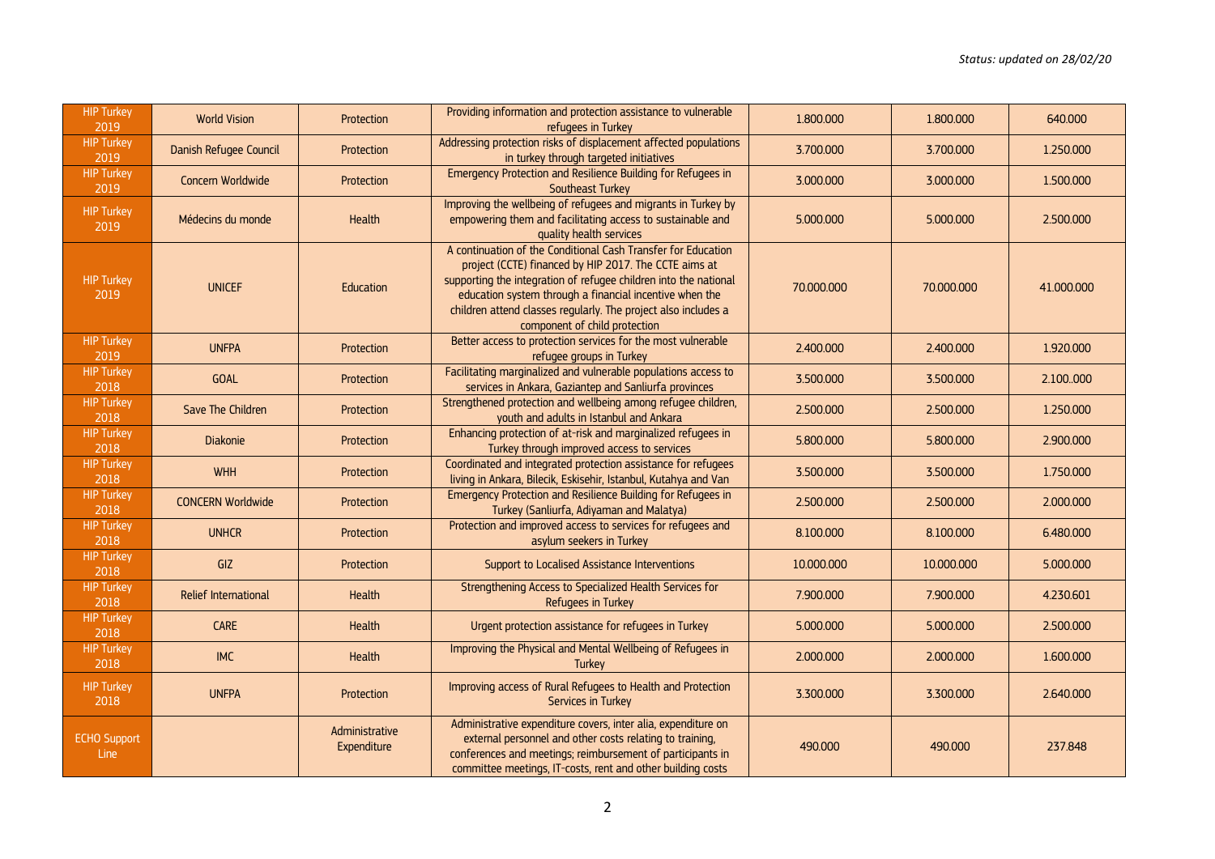*Status: updated on 28/02/20*

| | | | | | | |
|---|---|---|---|---|---|---|
| HIP Turkey 2019 | World Vision | Protection | Providing information and protection assistance to vulnerable refugees in Turkey | 1.800.000 | 1.800.000 | 640.000 |
| HIP Turkey 2019 | Danish Refugee Council | Protection | Addressing protection risks of displacement affected populations in turkey through targeted initiatives | 3.700.000 | 3.700.000 | 1.250.000 |
| HIP Turkey 2019 | Concern Worldwide | Protection | Emergency Protection and Resilience Building for Refugees in Southeast Turkey | 3.000.000 | 3.000.000 | 1.500.000 |
| HIP Turkey 2019 | Médecins du monde | Health | Improving the wellbeing of refugees and migrants in Turkey by empowering them and facilitating access to sustainable and quality health services | 5.000.000 | 5.000.000 | 2.500.000 |
| HIP Turkey 2019 | UNICEF | Education | A continuation of the Conditional Cash Transfer for Education project (CCTE) financed by HIP 2017. The CCTE aims at supporting the integration of refugee children into the national education system through a financial incentive when the children attend classes regularly. The project also includes a component of child protection | 70.000.000 | 70.000.000 | 41.000.000 |
| HIP Turkey 2019 | UNFPA | Protection | Better access to protection services for the most vulnerable refugee groups in Turkey | 2.400.000 | 2.400.000 | 1.920.000 |
| HIP Turkey 2018 | GOAL | Protection | Facilitating marginalized and vulnerable populations access to services in Ankara, Gaziantep and Sanliurfa provinces | 3.500.000 | 3.500.000 | 2.100..000 |
| HIP Turkey 2018 | Save The Children | Protection | Strengthened protection and wellbeing among refugee children, youth and adults in Istanbul and Ankara | 2.500.000 | 2.500.000 | 1.250.000 |
| HIP Turkey 2018 | Diakonie | Protection | Enhancing protection of at-risk and marginalized refugees in Turkey through improved access to services | 5.800.000 | 5.800.000 | 2.900.000 |
| HIP Turkey 2018 | WHH | Protection | Coordinated and integrated protection assistance for refugees living in Ankara, Bilecik, Eskisehir, Istanbul, Kutahya and Van | 3.500.000 | 3.500.000 | 1.750.000 |
| HIP Turkey 2018 | CONCERN Worldwide | Protection | Emergency Protection and Resilience Building for Refugees in Turkey (Sanliurfa, Adiyaman and Malatya) | 2.500.000 | 2.500.000 | 2.000.000 |
| HIP Turkey 2018 | UNHCR | Protection | Protection and improved access to services for refugees and asylum seekers in Turkey | 8.100.000 | 8.100.000 | 6.480.000 |
| HIP Turkey 2018 | GIZ | Protection | Support to Localised Assistance Interventions | 10.000.000 | 10.000.000 | 5.000.000 |
| HIP Turkey 2018 | Relief International | Health | Strengthening Access to Specialized Health Services for Refugees in Turkey | 7.900.000 | 7.900.000 | 4.230.601 |
| HIP Turkey 2018 | CARE | Health | Urgent protection assistance for refugees in Turkey | 5.000.000 | 5.000.000 | 2.500.000 |
| HIP Turkey 2018 | IMC | Health | Improving the Physical and Mental Wellbeing of Refugees in Turkey | 2.000.000 | 2.000.000 | 1.600.000 |
| HIP Turkey 2018 | UNFPA | Protection | Improving access of Rural Refugees to Health and Protection Services in Turkey | 3.300.000 | 3.300.000 | 2.640.000 |
| ECHO Support Line | | Administrative Expenditure | Administrative expenditure covers, inter alia, expenditure on external personnel and other costs relating to training, conferences and meetings; reimbursement of participants in committee meetings, IT-costs, rent and other building costs | 490.000 | 490.000 | 237.848 |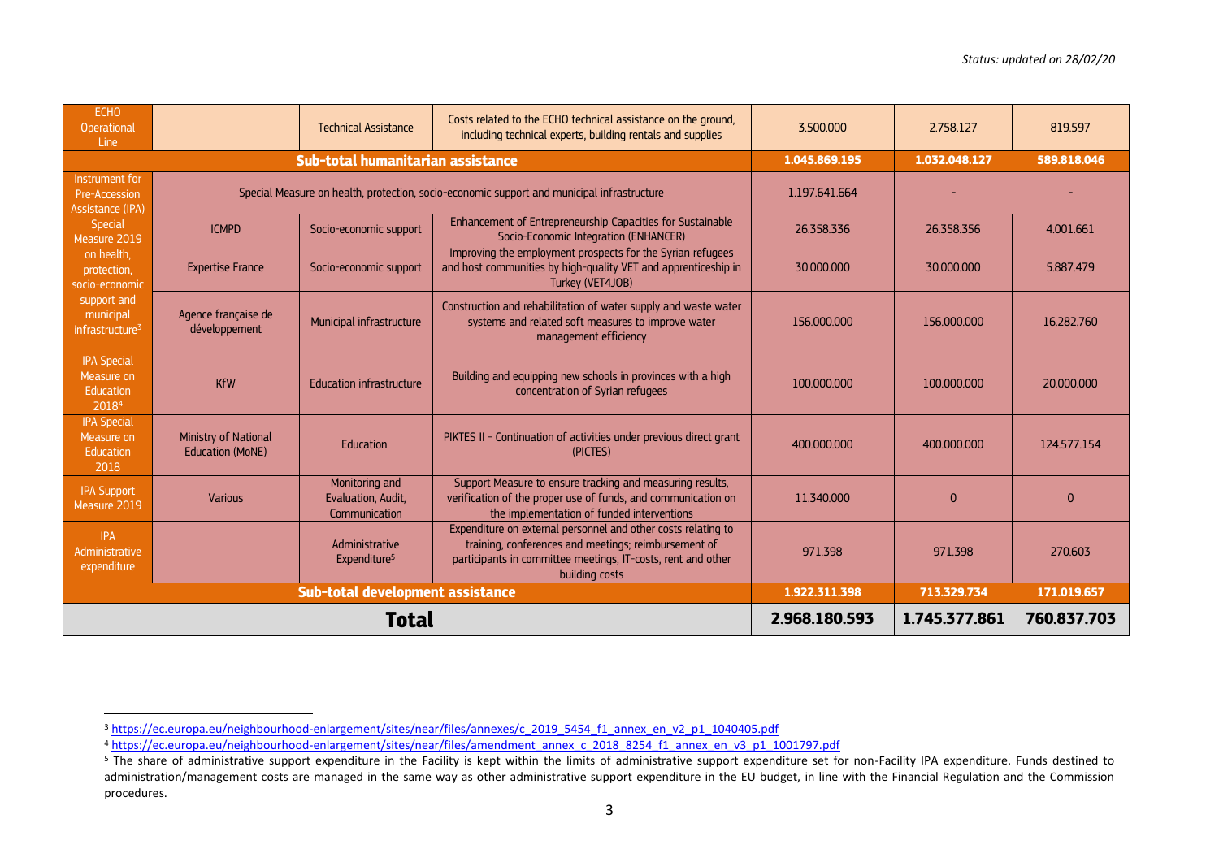*Status: updated on 28/02/20*

| | | | | | | |
|---|---|---|---|---|---|---|
| ECHO Operational Line | | Technical Assistance | Costs related to the ECHO technical assistance on the ground, including technical experts, building rentals and supplies | 3.500.000 | 2.758.127 | 819.597 |
| **Sub-total humanitarian assistance** | | | | **1.045.869.195** | **1.032.048.127** | **589.818.046** |
| Instrument for Pre-Accession Assistance (IPA) Special Measure 2019 on health, protection, socio-economic support and municipal infrastructure[3] | Special Measure on health, protection, socio-economic support and municipal infrastructure | | | 1.197.641.664 | - | - |
| | ICMPD | Socio-economic support | Enhancement of Entrepreneurship Capacities for Sustainable Socio-Economic Integration (ENHANCER) | 26.358.336 | 26.358.356 | 4.001.661 |
| | Expertise France | Socio-economic support | Improving the employment prospects for the Syrian refugees and host communities by high-quality VET and apprenticeship in Turkey (VET4JOB) | 30.000.000 | 30.000.000 | 5.887.479 |
| | Agence française de développement | Municipal infrastructure | Construction and rehabilitation of water supply and waste water systems and related soft measures to improve water management efficiency | 156.000.000 | 156.000.000 | 16.282.760 |
| IPA Special Measure on Education 2018[4] | KfW | Education infrastructure | Building and equipping new schools in provinces with a high concentration of Syrian refugees | 100.000.000 | 100.000.000 | 20.000.000 |
| IPA Special Measure on Education 2018 | Ministry of National Education (MoNE) | Education | PIKTES II - Continuation of activities under previous direct grant (PICTES) | 400.000.000 | 400.000.000 | 124.577.154 |
| IPA Support Measure 2019 | Various | Monitoring and Evaluation, Audit, Communication | Support Measure to ensure tracking and measuring results, verification of the proper use of funds, and communication on the implementation of funded interventions | 11.340.000 | 0 | 0 |
| IPA Administrative expenditure | | Administrative Expenditure[5] | Expenditure on external personnel and other costs relating to training, conferences and meetings; reimbursement of participants in committee meetings, IT-costs, rent and other building costs | 971.398 | 971.398 | 270.603 |
| **Sub-total development assistance** | | | | **1.922.311.398** | **713.329.734** | **171.019.657** |
| **Total** | | | | **2.968.180.593** | **1.745.377.861** | **760.837.703** |

[3] https://ec.europa.eu/neighbourhood-enlargement/sites/near/files/annexes/c_2019_5454_f1_annex_en_v2_p1_1040405.pdf

[4] https://ec.europa.eu/neighbourhood-enlargement/sites/near/files/amendment_annex_c_2018_8254_f1_annex_en_v3_p1_1001797.pdf

[5] The share of administrative support expenditure in the Facility is kept within the limits of administrative support expenditure set for non-Facility IPA expenditure. Funds destined to administration/management costs are managed in the same way as other administrative support expenditure in the EU budget, in line with the Financial Regulation and the Commission procedures.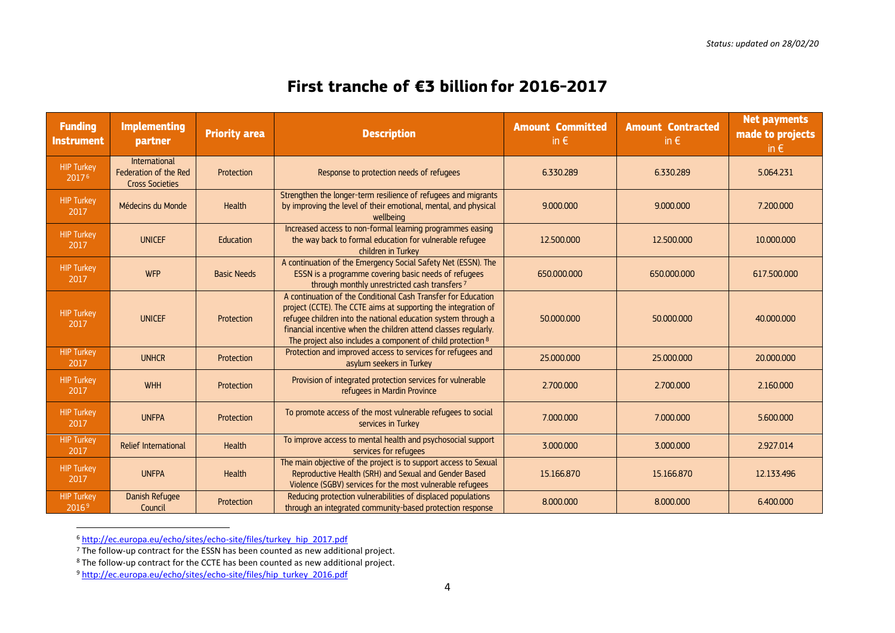*Status: updated on 28/02/20*

# First tranche of €3 billion for 2016-2017

| Funding Instrument | Implementing partner | Priority area | Description | Amount Committed in € | Amount Contracted in € | Net payments made to projects in € |
|---|---|---|---|---|---|---|
| HIP Turkey 2017[6] | International Federation of the Red Cross Societies | Protection | Response to protection needs of refugees | 6.330.289 | 6.330.289 | 5.064.231 |
| HIP Turkey 2017 | Médecins du Monde | Health | Strengthen the longer-term resilience of refugees and migrants by improving the level of their emotional, mental, and physical wellbeing | 9.000.000 | 9.000.000 | 7.200.000 |
| HIP Turkey 2017 | UNICEF | Education | Increased access to non-formal learning programmes easing the way back to formal education for vulnerable refugee children in Turkey | 12.500.000 | 12.500.000 | 10.000.000 |
| HIP Turkey 2017 | WFP | Basic Needs | A continuation of the Emergency Social Safety Net (ESSN). The ESSN is a programme covering basic needs of refugees through monthly unrestricted cash transfers[7] | 650.000.000 | 650.000.000 | 617.500.000 |
| HIP Turkey 2017 | UNICEF | Protection | A continuation of the Conditional Cash Transfer for Education project (CCTE). The CCTE aims at supporting the integration of refugee children into the national education system through a financial incentive when the children attend classes regularly. The project also includes a component of child protection[8] | 50.000.000 | 50.000.000 | 40.000.000 |
| HIP Turkey 2017 | UNHCR | Protection | Protection and improved access to services for refugees and asylum seekers in Turkey | 25.000.000 | 25.000.000 | 20.000.000 |
| HIP Turkey 2017 | WHH | Protection | Provision of integrated protection services for vulnerable refugees in Mardin Province | 2.700.000 | 2.700.000 | 2.160.000 |
| HIP Turkey 2017 | UNFPA | Protection | To promote access of the most vulnerable refugees to social services in Turkey | 7.000.000 | 7.000.000 | 5.600.000 |
| HIP Turkey 2017 | Relief International | Health | To improve access to mental health and psychosocial support services for refugees | 3.000.000 | 3.000.000 | 2.927.014 |
| HIP Turkey 2017 | UNFPA | Health | The main objective of the project is to support access to Sexual Reproductive Health (SRH) and Sexual and Gender Based Violence (SGBV) services for the most vulnerable refugees | 15.166.870 | 15.166.870 | 12.133.496 |
| HIP Turkey 2016[9] | Danish Refugee Council | Protection | Reducing protection vulnerabilities of displaced populations through an integrated community-based protection response | 8.000.000 | 8.000.000 | 6.400.000 |

---

[6] http://ec.europa.eu/echo/sites/echo-site/files/turkey_hip_2017.pdf

[7] The follow-up contract for the ESSN has been counted as new additional project.

[8] The follow-up contract for the CCTE has been counted as new additional project.

[9] http://ec.europa.eu/echo/sites/echo-site/files/hip_turkey_2016.pdf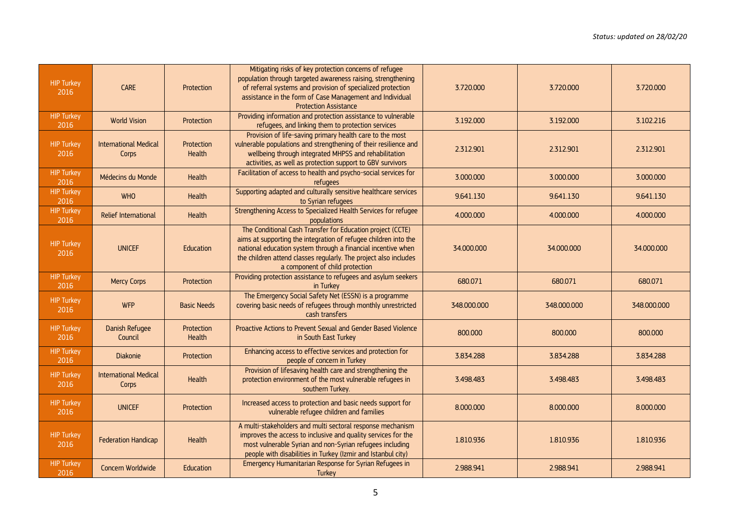*Status: updated on 28/02/20*

| | | | | | | |
|---|---|---|---|---|---|---|
| HIP Turkey 2016 | CARE | Protection | Mitigating risks of key protection concerns of refugee population through targeted awareness raising, strengthening of referral systems and provision of specialized protection assistance in the form of Case Management and Individual Protection Assistance | 3.720.000 | 3.720.000 | 3.720.000 |
| HIP Turkey 2016 | World Vision | Protection | Providing information and protection assistance to vulnerable refugees, and linking them to protection services | 3.192.000 | 3.192.000 | 3.102.216 |
| HIP Turkey 2016 | International Medical Corps | Protection Health | Provision of life-saving primary health care to the most vulnerable populations and strengthening of their resilience and wellbeing through integrated MHPSS and rehabilitation activities, as well as protection support to GBV survivors | 2.312.901 | 2.312.901 | 2.312.901 |
| HIP Turkey 2016 | Médecins du Monde | Health | Facilitation of access to health and psycho-social services for refugees | 3.000.000 | 3.000.000 | 3.000.000 |
| HIP Turkey 2016 | WHO | Health | Supporting adapted and culturally sensitive healthcare services to Syrian refugees | 9.641.130 | 9.641.130 | 9.641.130 |
| HIP Turkey 2016 | Relief International | Health | Strengthening Access to Specialized Health Services for refugee populations | 4.000.000 | 4.000.000 | 4.000.000 |
| HIP Turkey 2016 | UNICEF | Education | The Conditional Cash Transfer for Education project (CCTE) aims at supporting the integration of refugee children into the national education system through a financial incentive when the children attend classes regularly. The project also includes a component of child protection | 34.000.000 | 34.000.000 | 34.000.000 |
| HIP Turkey 2016 | Mercy Corps | Protection | Providing protection assistance to refugees and asylum seekers in Turkey | 680.071 | 680.071 | 680.071 |
| HIP Turkey 2016 | WFP | Basic Needs | The Emergency Social Safety Net (ESSN) is a programme covering basic needs of refugees through monthly unrestricted cash transfers | 348.000.000 | 348.000.000 | 348.000.000 |
| HIP Turkey 2016 | Danish Refugee Council | Protection Health | Proactive Actions to Prevent Sexual and Gender Based Violence in South East Turkey | 800.000 | 800.000 | 800.000 |
| HIP Turkey 2016 | Diakonie | Protection | Enhancing access to effective services and protection for people of concern in Turkey | 3.834.288 | 3.834.288 | 3.834.288 |
| HIP Turkey 2016 | International Medical Corps | Health | Provision of lifesaving health care and strengthening the protection environment of the most vulnerable refugees in southern Turkey. | 3.498.483 | 3.498.483 | 3.498.483 |
| HIP Turkey 2016 | UNICEF | Protection | Increased access to protection and basic needs support for vulnerable refugee children and families | 8.000.000 | 8.000.000 | 8.000.000 |
| HIP Turkey 2016 | Federation Handicap | Health | A multi-stakeholders and multi sectoral response mechanism improves the access to inclusive and quality services for the most vulnerable Syrian and non-Syrian refugees including people with disabilities in Turkey (Izmir and Istanbul city) | 1.810.936 | 1.810.936 | 1.810.936 |
| HIP Turkey 2016 | Concern Worldwide | Education | Emergency Humanitarian Response for Syrian Refugees in Turkey | 2.988.941 | 2.988.941 | 2.988.941 |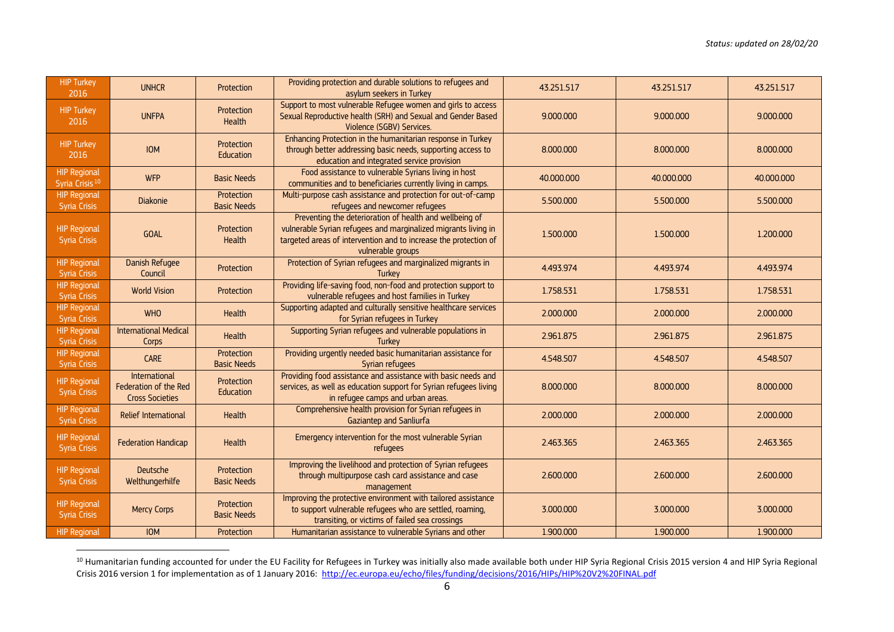*Status: updated on 28/02/20*

| | | | | | | |
|---|---|---|---|---|---|---|
| HIP Turkey 2016 | UNHCR | Protection | Providing protection and durable solutions to refugees and asylum seekers in Turkey | 43.251.517 | 43.251.517 | 43.251.517 |
| HIP Turkey 2016 | UNFPA | Protection Health | Support to most vulnerable Refugee women and girls to access Sexual Reproductive health (SRH) and Sexual and Gender Based Violence (SGBV) Services. | 9.000.000 | 9.000.000 | 9.000.000 |
| HIP Turkey 2016 | IOM | Protection Education | Enhancing Protection in the humanitarian response in Turkey through better addressing basic needs, supporting access to education and integrated service provision | 8.000.000 | 8.000.000 | 8.000.000 |
| HIP Regional Syria Crisis[10] | WFP | Basic Needs | Food assistance to vulnerable Syrians living in host communities and to beneficiaries currently living in camps. | 40.000.000 | 40.000.000 | 40.000.000 |
| HIP Regional Syria Crisis | Diakonie | Protection Basic Needs | Multi-purpose cash assistance and protection for out-of-camp refugees and newcomer refugees | 5.500.000 | 5.500.000 | 5.500.000 |
| HIP Regional Syria Crisis | GOAL | Protection Health | Preventing the deterioration of health and wellbeing of vulnerable Syrian refugees and marginalized migrants living in targeted areas of intervention and to increase the protection of vulnerable groups | 1.500.000 | 1.500.000 | 1.200.000 |
| HIP Regional Syria Crisis | Danish Refugee Council | Protection | Protection of Syrian refugees and marginalized migrants in Turkey | 4.493.974 | 4.493.974 | 4.493.974 |
| HIP Regional Syria Crisis | World Vision | Protection | Providing life-saving food, non-food and protection support to vulnerable refugees and host families in Turkey | 1.758.531 | 1.758.531 | 1.758.531 |
| HIP Regional Syria Crisis | WHO | Health | Supporting adapted and culturally sensitive healthcare services for Syrian refugees in Turkey | 2.000.000 | 2.000.000 | 2.000.000 |
| HIP Regional Syria Crisis | International Medical Corps | Health | Supporting Syrian refugees and vulnerable populations in Turkey | 2.961.875 | 2.961.875 | 2.961.875 |
| HIP Regional Syria Crisis | CARE | Protection Basic Needs | Providing urgently needed basic humanitarian assistance for Syrian refugees | 4.548.507 | 4.548.507 | 4.548.507 |
| HIP Regional Syria Crisis | International Federation of the Red Cross Societies | Protection Education | Providing food assistance and assistance with basic needs and services, as well as education support for Syrian refugees living in refugee camps and urban areas. | 8.000.000 | 8.000.000 | 8.000.000 |
| HIP Regional Syria Crisis | Relief International | Health | Comprehensive health provision for Syrian refugees in Gaziantep and Sanliurfa | 2.000.000 | 2.000.000 | 2.000.000 |
| HIP Regional Syria Crisis | Federation Handicap | Health | Emergency intervention for the most vulnerable Syrian refugees | 2.463.365 | 2.463.365 | 2.463.365 |
| HIP Regional Syria Crisis | Deutsche Welthungerhilfe | Protection Basic Needs | Improving the livelihood and protection of Syrian refugees through multipurpose cash card assistance and case management | 2.600.000 | 2.600.000 | 2.600.000 |
| HIP Regional Syria Crisis | Mercy Corps | Protection Basic Needs | Improving the protective environment with tailored assistance to support vulnerable refugees who are settled, roaming, transiting, or victims of failed sea crossings | 3.000.000 | 3.000.000 | 3.000.000 |
| HIP Regional | IOM | Protection | Humanitarian assistance to vulnerable Syrians and other | 1.900.000 | 1.900.000 | 1.900.000 |

[10] Humanitarian funding accounted for under the EU Facility for Refugees in Turkey was initially also made available both under HIP Syria Regional Crisis 2015 version 4 and HIP Syria Regional Crisis 2016 version 1 for implementation as of 1 January 2016: http://ec.europa.eu/echo/files/funding/decisions/2016/HIPs/HIP%20V2%20FINAL.pdf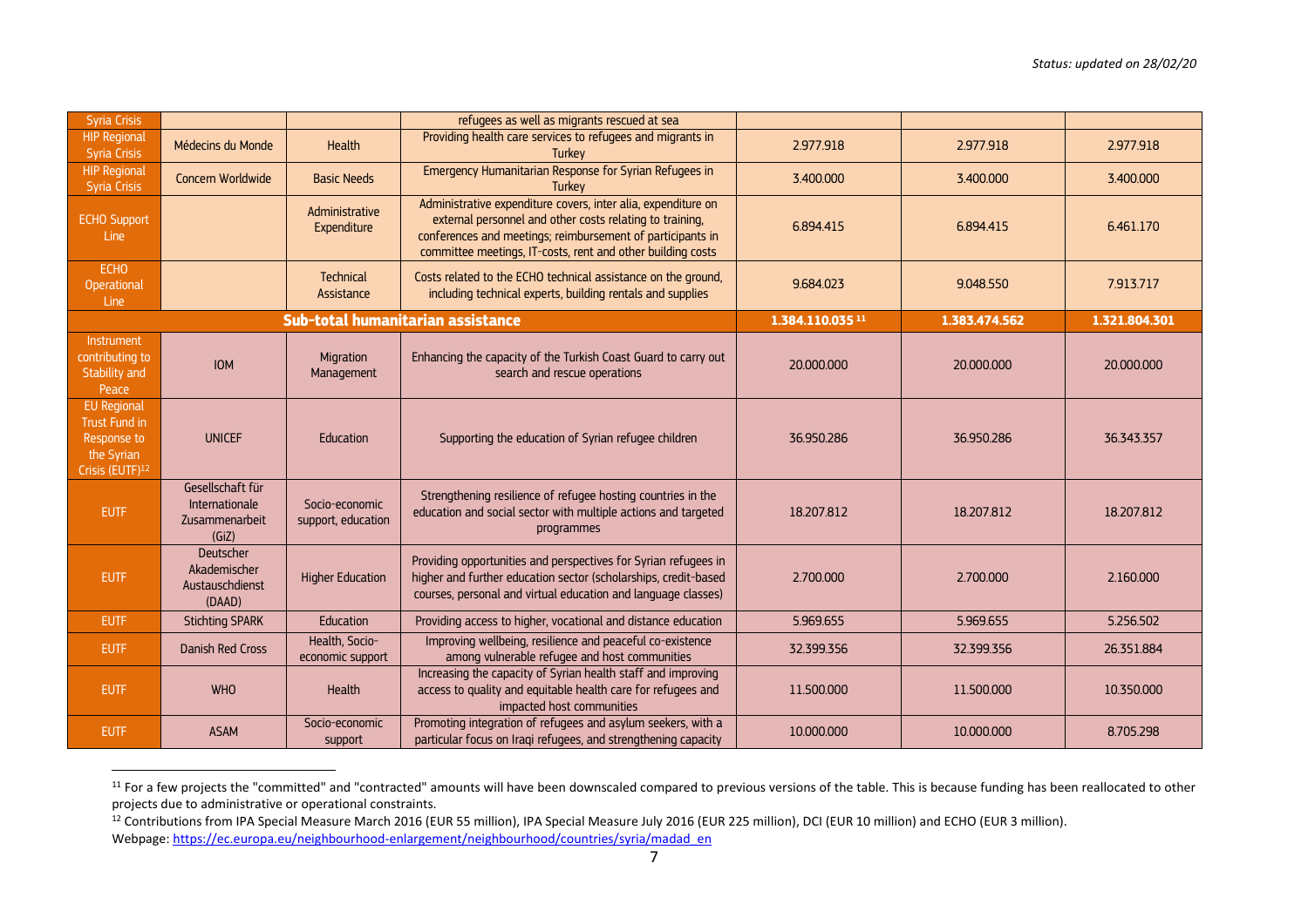*Status: updated on 28/02/20*

| | | | | | | |
|---|---|---|---|---|---|---|
| Syria Crisis | | | refugees as well as migrants rescued at sea | | | |
| HIP Regional Syria Crisis | Médecins du Monde | Health | Providing health care services to refugees and migrants in Turkey | 2.977.918 | 2.977.918 | 2.977.918 |
| HIP Regional Syria Crisis | Concern Worldwide | Basic Needs | Emergency Humanitarian Response for Syrian Refugees in Turkey | 3.400.000 | 3.400.000 | 3.400.000 |
| ECHO Support Line | | Administrative Expenditure | Administrative expenditure covers, inter alia, expenditure on external personnel and other costs relating to training, conferences and meetings; reimbursement of participants in committee meetings, IT-costs, rent and other building costs | 6.894.415 | 6.894.415 | 6.461.170 |
| ECHO Operational Line | | Technical Assistance | Costs related to the ECHO technical assistance on the ground, including technical experts, building rentals and supplies | 9.684.023 | 9.048.550 | 7.913.717 |
| **Sub-total humanitarian assistance** | | | | **1.384.110.035 [11]** | **1.383.474.562** | **1.321.804.301** |
| Instrument contributing to Stability and Peace | IOM | Migration Management | Enhancing the capacity of the Turkish Coast Guard to carry out search and rescue operations | 20.000.000 | 20.000.000 | 20.000.000 |
| EU Regional Trust Fund in Response to the Syrian Crisis (EUTF)[12] | UNICEF | Education | Supporting the education of Syrian refugee children | 36.950.286 | 36.950.286 | 36.343.357 |
| EUTF | Gesellschaft für Internationale Zusammenarbeit (GiZ) | Socio-economic support, education | Strengthening resilience of refugee hosting countries in the education and social sector with multiple actions and targeted programmes | 18.207.812 | 18.207.812 | 18.207.812 |
| EUTF | Deutscher Akademischer Austauschdienst (DAAD) | Higher Education | Providing opportunities and perspectives for Syrian refugees in higher and further education sector (scholarships, credit-based courses, personal and virtual education and language classes) | 2.700.000 | 2.700.000 | 2.160.000 |
| EUTF | Stichting SPARK | Education | Providing access to higher, vocational and distance education | 5.969.655 | 5.969.655 | 5.256.502 |
| EUTF | Danish Red Cross | Health, Socio-economic support | Improving wellbeing, resilience and peaceful co-existence among vulnerable refugee and host communities | 32.399.356 | 32.399.356 | 26.351.884 |
| EUTF | WHO | Health | Increasing the capacity of Syrian health staff and improving access to quality and equitable health care for refugees and impacted host communities | 11.500.000 | 11.500.000 | 10.350.000 |
| EUTF | ASAM | Socio-economic support | Promoting integration of refugees and asylum seekers, with a particular focus on Iraqi refugees, and strengthening capacity | 10.000.000 | 10.000.000 | 8.705.298 |

[11] For a few projects the "committed" and "contracted" amounts will have been downscaled compared to previous versions of the table. This is because funding has been reallocated to other projects due to administrative or operational constraints.

[12] Contributions from IPA Special Measure March 2016 (EUR 55 million), IPA Special Measure July 2016 (EUR 225 million), DCI (EUR 10 million) and ECHO (EUR 3 million). Webpage: https://ec.europa.eu/neighbourhood-enlargement/neighbourhood/countries/syria/madad_en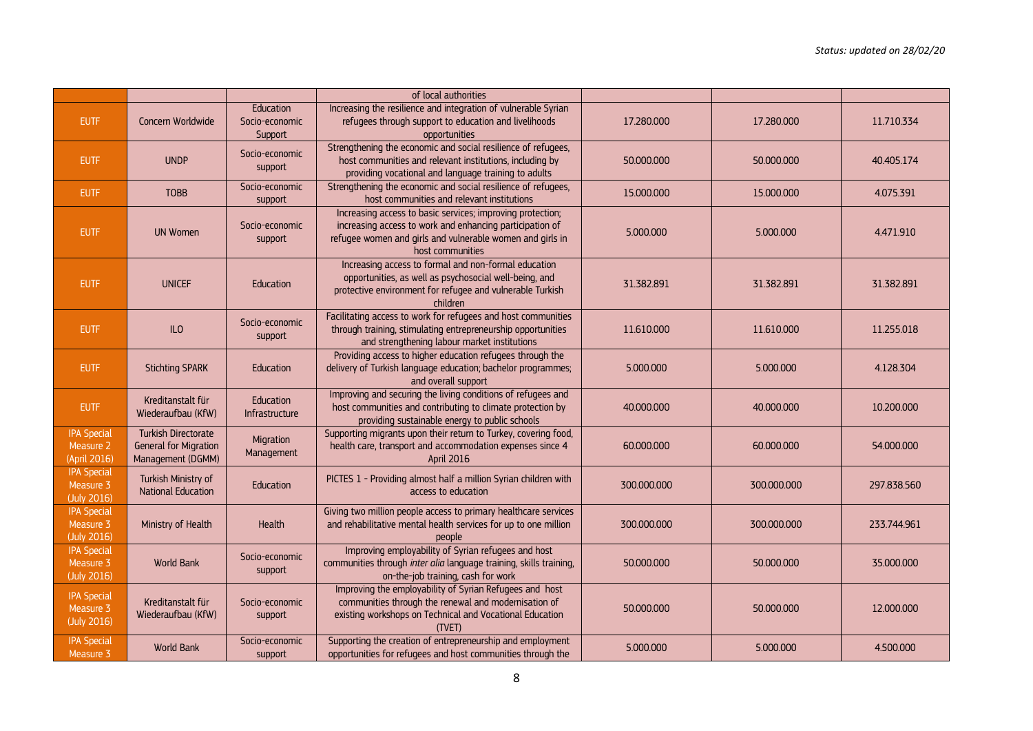Status: updated on 28/02/20

| | | | | | | |
|---|---|---|---|---|---|---|
| | | | of local authorities | | | |
| EUTF | Concern Worldwide | Education Socio-economic Support | Increasing the resilience and integration of vulnerable Syrian refugees through support to education and livelihoods opportunities | 17.280.000 | 17.280.000 | 11.710.334 |
| EUTF | UNDP | Socio-economic support | Strengthening the economic and social resilience of refugees, host communities and relevant institutions, including by providing vocational and language training to adults | 50.000.000 | 50.000.000 | 40.405.174 |
| EUTF | TOBB | Socio-economic support | Strengthening the economic and social resilience of refugees, host communities and relevant institutions | 15.000.000 | 15.000.000 | 4.075.391 |
| EUTF | UN Women | Socio-economic support | Increasing access to basic services; improving protection; increasing access to work and enhancing participation of refugee women and girls and vulnerable women and girls in host communities | 5.000.000 | 5.000.000 | 4.471.910 |
| EUTF | UNICEF | Education | Increasing access to formal and non-formal education opportunities, as well as psychosocial well-being, and protective environment for refugee and vulnerable Turkish children | 31.382.891 | 31.382.891 | 31.382.891 |
| EUTF | ILO | Socio-economic support | Facilitating access to work for refugees and host communities through training, stimulating entrepreneurship opportunities and strengthening labour market institutions | 11.610.000 | 11.610.000 | 11.255.018 |
| EUTF | Stichting SPARK | Education | Providing access to higher education refugees through the delivery of Turkish language education; bachelor programmes; and overall support | 5.000.000 | 5.000.000 | 4.128.304 |
| EUTF | Kreditanstalt für Wiederaufbau (KfW) | Education Infrastructure | Improving and securing the living conditions of refugees and host communities and contributing to climate protection by providing sustainable energy to public schools | 40.000.000 | 40.000.000 | 10.200.000 |
| IPA Special Measure 2 (April 2016) | Turkish Directorate General for Migration Management (DGMM) | Migration Management | Supporting migrants upon their return to Turkey, covering food, health care, transport and accommodation expenses since 4 April 2016 | 60.000.000 | 60.000.000 | 54.000.000 |
| IPA Special Measure 3 (July 2016) | Turkish Ministry of National Education | Education | PICTES 1 - Providing almost half a million Syrian children with access to education | 300.000.000 | 300.000.000 | 297.838.560 |
| IPA Special Measure 3 (July 2016) | Ministry of Health | Health | Giving two million people access to primary healthcare services and rehabilitative mental health services for up to one million people | 300.000.000 | 300.000.000 | 233.744.961 |
| IPA Special Measure 3 (July 2016) | World Bank | Socio-economic support | Improving employability of Syrian refugees and host communities through *inter alia* language training, skills training, on-the-job training, cash for work | 50.000.000 | 50.000.000 | 35.000.000 |
| IPA Special Measure 3 (July 2016) | Kreditanstalt für Wiederaufbau (KfW) | Socio-economic support | Improving the employability of Syrian Refugees and host communities through the renewal and modernisation of existing workshops on Technical and Vocational Education (TVET) | 50.000.000 | 50.000.000 | 12.000.000 |
| IPA Special Measure 3 | World Bank | Socio-economic support | Supporting the creation of entrepreneurship and employment opportunities for refugees and host communities through the | 5.000.000 | 5.000.000 | 4.500.000 |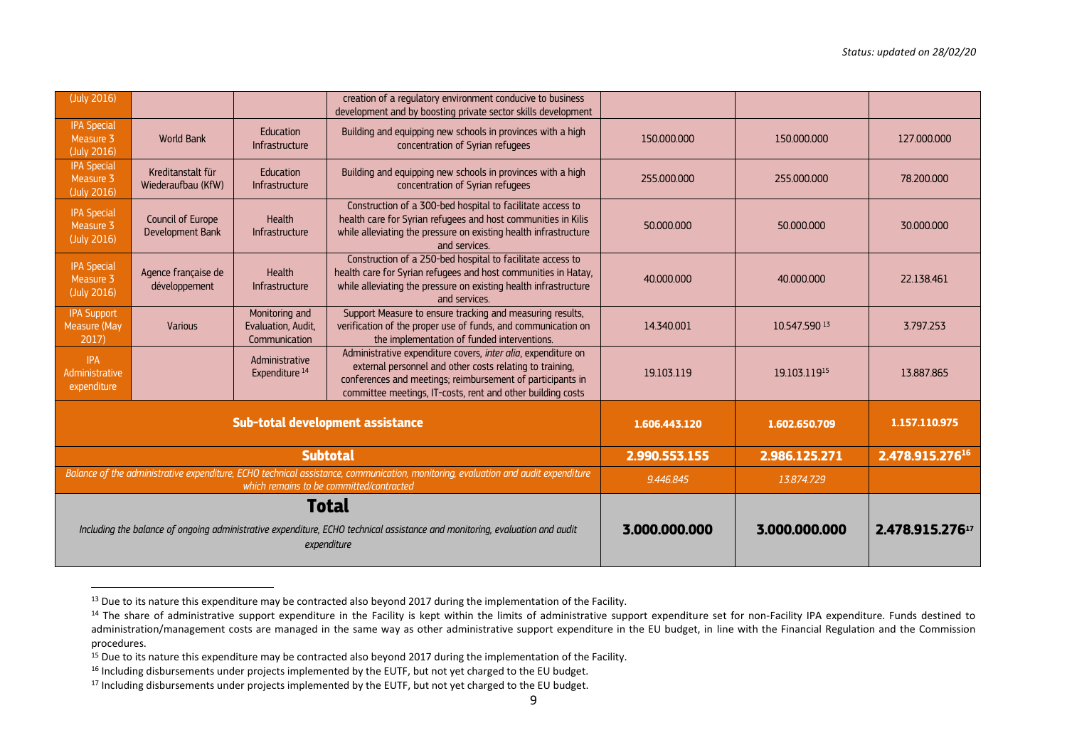Status: updated on 28/02/20

| | | | | | | |
|---|---|---|---|---|---|---|
| (July 2016) | | | creation of a regulatory environment conducive to business development and by boosting private sector skills development | | | |
| IPA Special Measure 3 (July 2016) | World Bank | Education Infrastructure | Building and equipping new schools in provinces with a high concentration of Syrian refugees | 150.000.000 | 150.000.000 | 127.000.000 |
| IPA Special Measure 3 (July 2016) | Kreditanstalt für Wiederaufbau (KfW) | Education Infrastructure | Building and equipping new schools in provinces with a high concentration of Syrian refugees | 255.000.000 | 255.000.000 | 78.200.000 |
| IPA Special Measure 3 (July 2016) | Council of Europe Development Bank | Health Infrastructure | Construction of a 300-bed hospital to facilitate access to health care for Syrian refugees and host communities in Kilis while alleviating the pressure on existing health infrastructure and services. | 50.000.000 | 50.000.000 | 30.000.000 |
| IPA Special Measure 3 (July 2016) | Agence française de développement | Health Infrastructure | Construction of a 250-bed hospital to facilitate access to health care for Syrian refugees and host communities in Hatay, while alleviating the pressure on existing health infrastructure and services. | 40.000.000 | 40.000.000 | 22.138.461 |
| IPA Support Measure (May 2017) | Various | Monitoring and Evaluation, Audit, Communication | Support Measure to ensure tracking and measuring results, verification of the proper use of funds, and communication on the implementation of funded interventions. | 14.340.001 | 10.547.590 [13] | 3.797.253 |
| IPA Administrative expenditure | | Administrative Expenditure [14] | Administrative expenditure covers, *inter alia*, expenditure on external personnel and other costs relating to training, conferences and meetings; reimbursement of participants in committee meetings, IT-costs, rent and other building costs | 19.103.119 | 19.103.119[15] | 13.887.865 |
| **Sub-total development assistance** | | | | **1.606.443.120** | **1.602.650.709** | **1.157.110.975** |
| **Subtotal** | | | | **2.990.553.155** | **2.986.125.271** | **2.478.915.276[16]** |
| *Balance of the administrative expenditure, ECHO technical assistance, communication, monitoring, evaluation and audit expenditure which remains to be committed/contracted* | | | | *9.446.845* | *13.874.729* | |
| **Total** *Including the balance of ongoing administrative expenditure, ECHO technical assistance and monitoring, evaluation and audit expenditure* | | | | **3.000.000.000** | **3.000.000.000** | **2.478.915.276[17]** |

[13] Due to its nature this expenditure may be contracted also beyond 2017 during the implementation of the Facility.

[14] The share of administrative support expenditure in the Facility is kept within the limits of administrative support expenditure set for non-Facility IPA expenditure. Funds destined to administration/management costs are managed in the same way as other administrative support expenditure in the EU budget, in line with the Financial Regulation and the Commission procedures.

[15] Due to its nature this expenditure may be contracted also beyond 2017 during the implementation of the Facility.

[16] Including disbursements under projects implemented by the EUTF, but not yet charged to the EU budget.

[17] Including disbursements under projects implemented by the EUTF, but not yet charged to the EU budget.